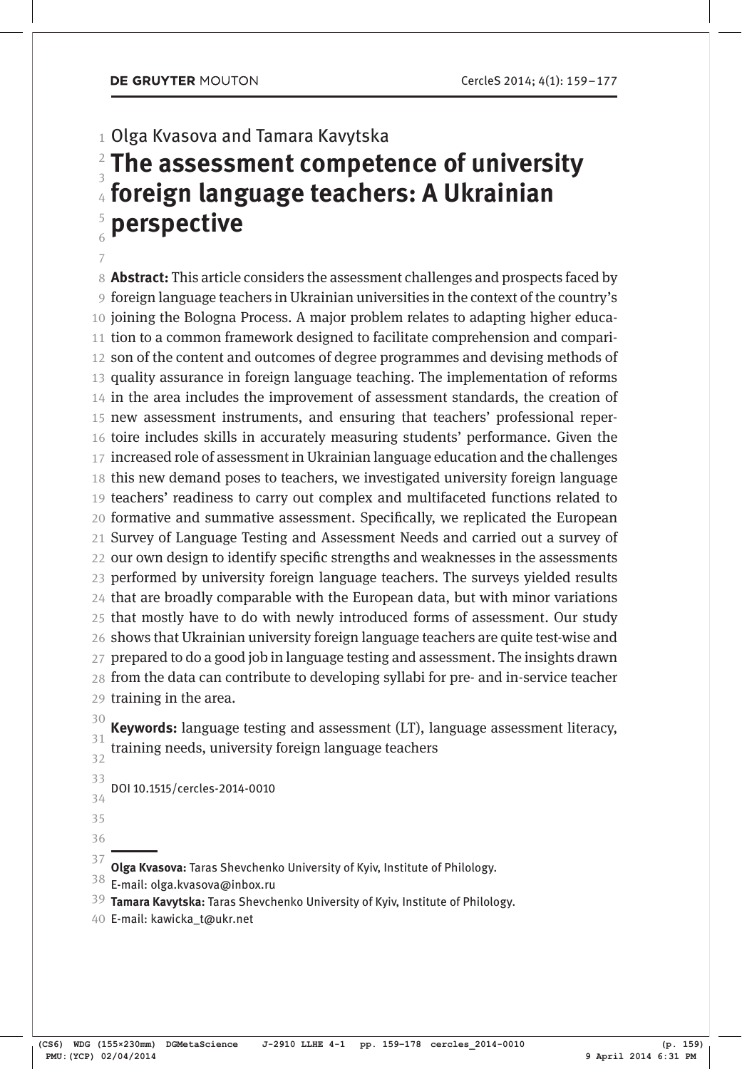Olga Kvasova and Tamara Kavytska

# The assessment competence of university foreign language teachers: A Ukrainian perspective

**Abstract:** This article considers the assessment challenges and prospects faced by foreign language teachers in Ukrainian universities in the context of the country's joining the Bologna Process. A major problem relates to adapting higher education to a common framework designed to facilitate comprehension and comparison of the content and outcomes of degree programmes and devising methods of quality assurance in foreign language teaching. The implementation of reforms in the area includes the improvement of assessment standards, the creation of new assessment instruments, and ensuring that teachers' professional repertoire includes skills in accurately measuring students' performance. Given the increased role of assessment in Ukrainian language education and the challenges this new demand poses to teachers, we investigated university foreign language teachers' readiness to carry out complex and multifaceted functions related to formative and summative assessment. Specifically, we replicated the European Survey of Language Testing and Assessment Needs and carried out a survey of our own design to identify specific strengths and weaknesses in the assessments performed by university foreign language teachers. The surveys yielded results that are broadly comparable with the European data, but with minor variations that mostly have to do with newly introduced forms of assessment. Our study shows that Ukrainian university foreign language teachers are quite test-wise and prepared to do a good job in language testing and assessment. The insights drawn from the data can contribute to developing syllabi for pre- and in-service teacher training in the area.

**Keywords:** language testing and assessment (LT), language assessment literacy, training needs, university foreign language teachers

DOI 10.1515/cercles-2014-0010

---

**Olga Kvasova:** Taras Shevchenko University of Kyiv, Institute of Philology.
E-mail: olga.kvasova@inbox.ru

**Tamara Kavytska:** Taras Shevchenko University of Kyiv, Institute of Philology.
E-mail: kawicka_t@ukr.net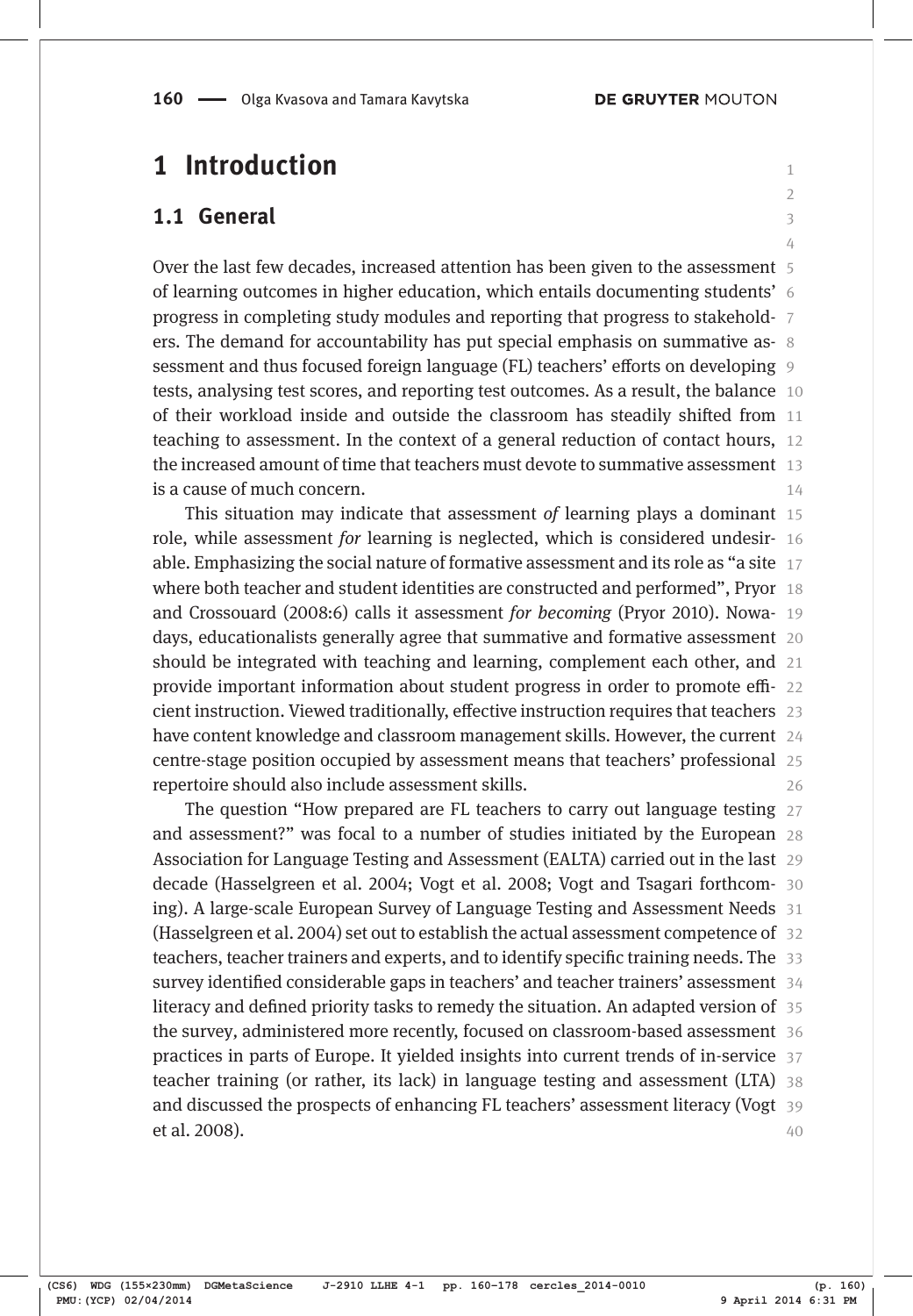# 1 Introduction

## 1.1 General

Over the last few decades, increased attention has been given to the assessment of learning outcomes in higher education, which entails documenting students' progress in completing study modules and reporting that progress to stakeholders. The demand for accountability has put special emphasis on summative assessment and thus focused foreign language (FL) teachers' efforts on developing tests, analysing test scores, and reporting test outcomes. As a result, the balance of their workload inside and outside the classroom has steadily shifted from teaching to assessment. In the context of a general reduction of contact hours, the increased amount of time that teachers must devote to summative assessment is a cause of much concern.

This situation may indicate that assessment *of* learning plays a dominant role, while assessment *for* learning is neglected, which is considered undesirable. Emphasizing the social nature of formative assessment and its role as "a site where both teacher and student identities are constructed and performed", Pryor and Crossouard (2008:6) calls it assessment *for becoming* (Pryor 2010). Nowadays, educationalists generally agree that summative and formative assessment should be integrated with teaching and learning, complement each other, and provide important information about student progress in order to promote efficient instruction. Viewed traditionally, effective instruction requires that teachers have content knowledge and classroom management skills. However, the current centre-stage position occupied by assessment means that teachers' professional repertoire should also include assessment skills.

The question "How prepared are FL teachers to carry out language testing and assessment?" was focal to a number of studies initiated by the European Association for Language Testing and Assessment (EALTA) carried out in the last decade (Hasselgreen et al. 2004; Vogt et al. 2008; Vogt and Tsagari forthcoming). A large-scale European Survey of Language Testing and Assessment Needs (Hasselgreen et al. 2004) set out to establish the actual assessment competence of teachers, teacher trainers and experts, and to identify specific training needs. The survey identified considerable gaps in teachers' and teacher trainers' assessment literacy and defined priority tasks to remedy the situation. An adapted version of the survey, administered more recently, focused on classroom-based assessment practices in parts of Europe. It yielded insights into current trends of in-service teacher training (or rather, its lack) in language testing and assessment (LTA) and discussed the prospects of enhancing FL teachers' assessment literacy (Vogt et al. 2008).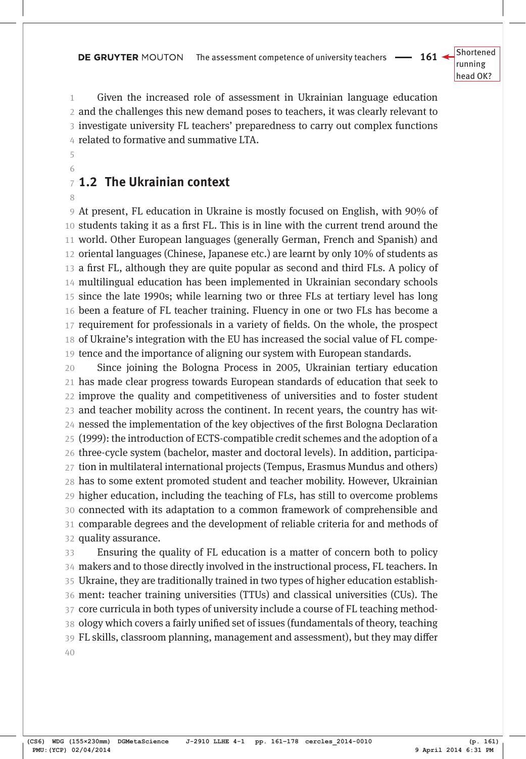Given the increased role of assessment in Ukrainian language education and the challenges this new demand poses to teachers, it was clearly relevant to investigate university FL teachers' preparedness to carry out complex functions related to formative and summative LTA.

## 1.2 The Ukrainian context

At present, FL education in Ukraine is mostly focused on English, with 90% of students taking it as a first FL. This is in line with the current trend around the world. Other European languages (generally German, French and Spanish) and oriental languages (Chinese, Japanese etc.) are learnt by only 10% of students as a first FL, although they are quite popular as second and third FLs. A policy of multilingual education has been implemented in Ukrainian secondary schools since the late 1990s; while learning two or three FLs at tertiary level has long been a feature of FL teacher training. Fluency in one or two FLs has become a requirement for professionals in a variety of fields. On the whole, the prospect of Ukraine's integration with the EU has increased the social value of FL competence and the importance of aligning our system with European standards.

Since joining the Bologna Process in 2005, Ukrainian tertiary education has made clear progress towards European standards of education that seek to improve the quality and competitiveness of universities and to foster student and teacher mobility across the continent. In recent years, the country has witnessed the implementation of the key objectives of the first Bologna Declaration (1999): the introduction of ECTS-compatible credit schemes and the adoption of a three-cycle system (bachelor, master and doctoral levels). In addition, participation in multilateral international projects (Tempus, Erasmus Mundus and others) has to some extent promoted student and teacher mobility. However, Ukrainian higher education, including the teaching of FLs, has still to overcome problems connected with its adaptation to a common framework of comprehensible and comparable degrees and the development of reliable criteria for and methods of quality assurance.

Ensuring the quality of FL education is a matter of concern both to policy makers and to those directly involved in the instructional process, FL teachers. In Ukraine, they are traditionally trained in two types of higher education establishment: teacher training universities (TTUs) and classical universities (CUs). The core curricula in both types of university include a course of FL teaching methodology which covers a fairly unified set of issues (fundamentals of theory, teaching FL skills, classroom planning, management and assessment), but they may differ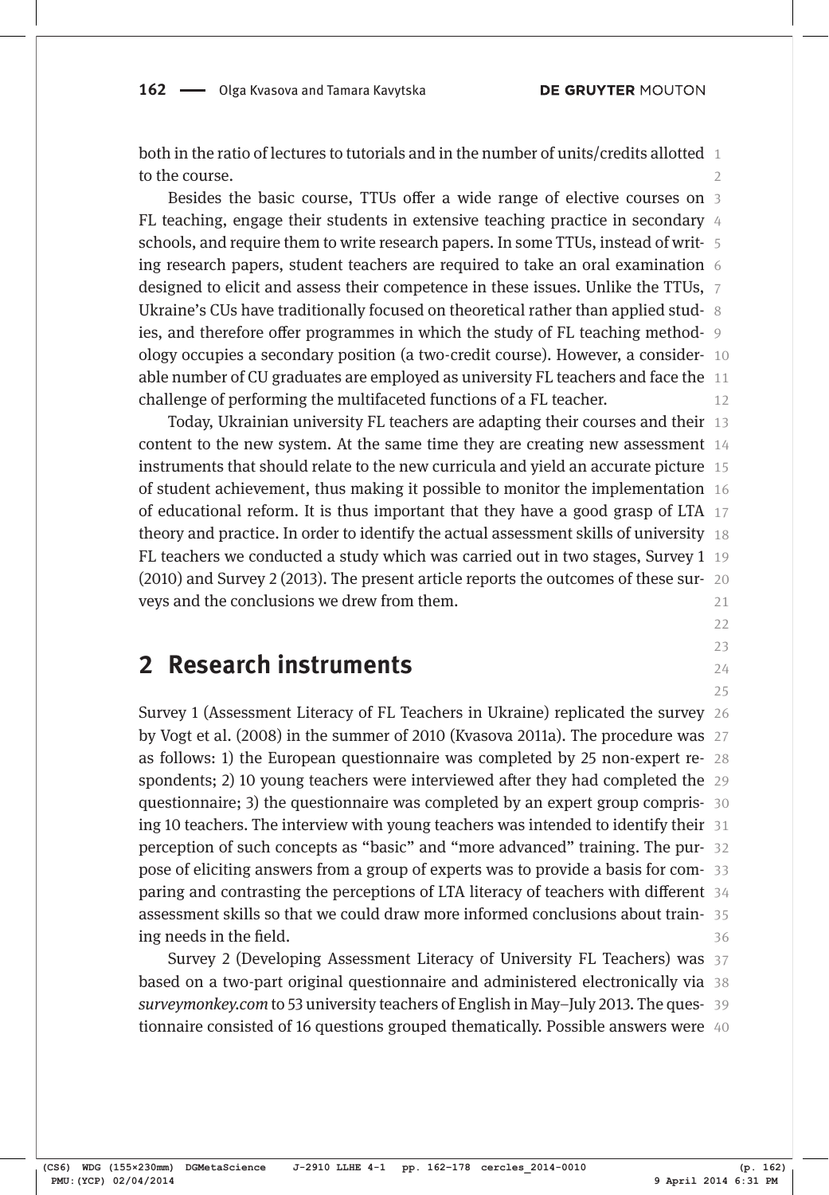both in the ratio of lectures to tutorials and in the number of units/credits allotted to the course.

Besides the basic course, TTUs offer a wide range of elective courses on FL teaching, engage their students in extensive teaching practice in secondary schools, and require them to write research papers. In some TTUs, instead of writing research papers, student teachers are required to take an oral examination designed to elicit and assess their competence in these issues. Unlike the TTUs, Ukraine's CUs have traditionally focused on theoretical rather than applied studies, and therefore offer programmes in which the study of FL teaching methodology occupies a secondary position (a two-credit course). However, a considerable number of CU graduates are employed as university FL teachers and face the challenge of performing the multifaceted functions of a FL teacher.

Today, Ukrainian university FL teachers are adapting their courses and their content to the new system. At the same time they are creating new assessment instruments that should relate to the new curricula and yield an accurate picture of student achievement, thus making it possible to monitor the implementation of educational reform. It is thus important that they have a good grasp of LTA theory and practice. In order to identify the actual assessment skills of university FL teachers we conducted a study which was carried out in two stages, Survey 1 (2010) and Survey 2 (2013). The present article reports the outcomes of these surveys and the conclusions we drew from them.

## 2 Research instruments

Survey 1 (Assessment Literacy of FL Teachers in Ukraine) replicated the survey by Vogt et al. (2008) in the summer of 2010 (Kvasova 2011a). The procedure was as follows: 1) the European questionnaire was completed by 25 non-expert respondents; 2) 10 young teachers were interviewed after they had completed the questionnaire; 3) the questionnaire was completed by an expert group comprising 10 teachers. The interview with young teachers was intended to identify their perception of such concepts as "basic" and "more advanced" training. The purpose of eliciting answers from a group of experts was to provide a basis for comparing and contrasting the perceptions of LTA literacy of teachers with different assessment skills so that we could draw more informed conclusions about training needs in the field.

Survey 2 (Developing Assessment Literacy of University FL Teachers) was based on a two-part original questionnaire and administered electronically via *surveymonkey.com* to 53 university teachers of English in May–July 2013. The questionnaire consisted of 16 questions grouped thematically. Possible answers were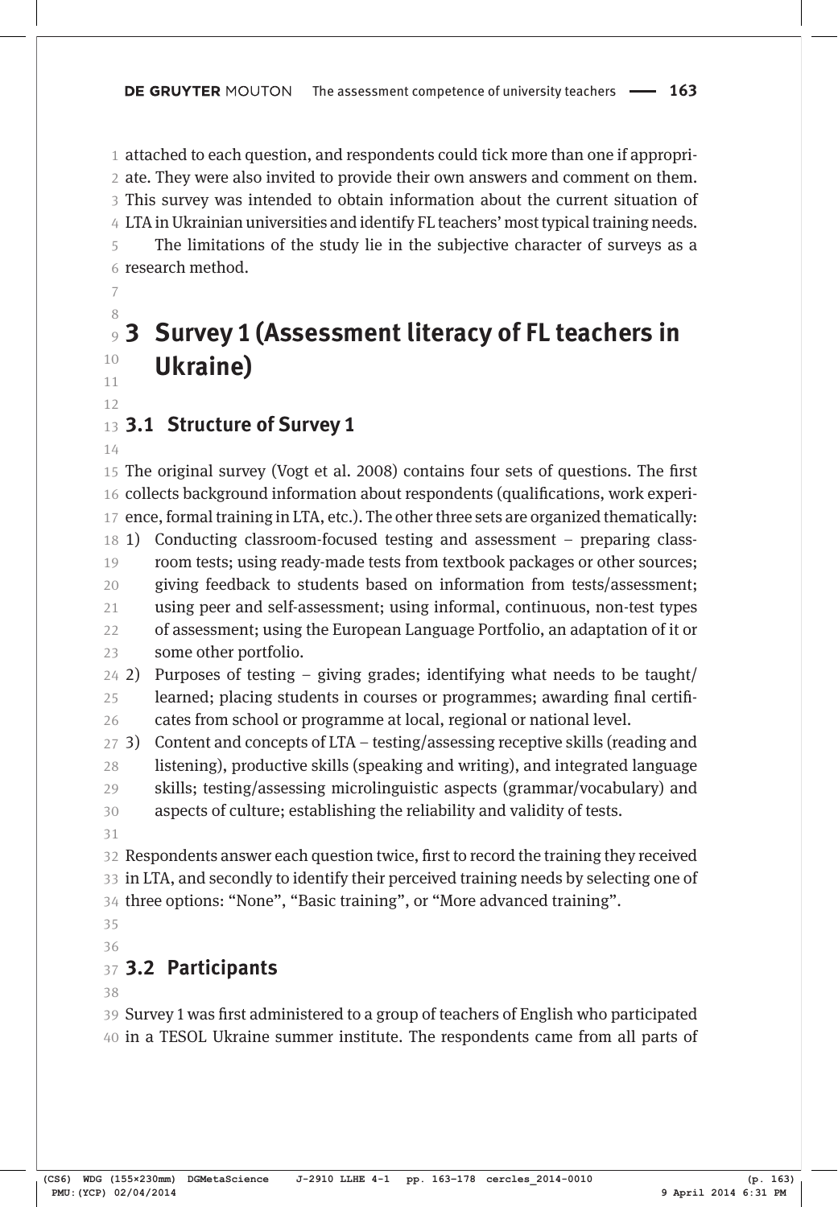attached to each question, and respondents could tick more than one if appropriate. They were also invited to provide their own answers and comment on them. This survey was intended to obtain information about the current situation of LTA in Ukrainian universities and identify FL teachers' most typical training needs.

The limitations of the study lie in the subjective character of surveys as a research method.

## 3 Survey 1 (Assessment literacy of FL teachers in Ukraine)

### 3.1 Structure of Survey 1

The original survey (Vogt et al. 2008) contains four sets of questions. The first collects background information about respondents (qualifications, work experience, formal training in LTA, etc.). The other three sets are organized thematically:

1) Conducting classroom-focused testing and assessment – preparing classroom tests; using ready-made tests from textbook packages or other sources; giving feedback to students based on information from tests/assessment; using peer and self-assessment; using informal, continuous, non-test types of assessment; using the European Language Portfolio, an adaptation of it or some other portfolio.
2) Purposes of testing – giving grades; identifying what needs to be taught/learned; placing students in courses or programmes; awarding final certificates from school or programme at local, regional or national level.
3) Content and concepts of LTA – testing/assessing receptive skills (reading and listening), productive skills (speaking and writing), and integrated language skills; testing/assessing microlinguistic aspects (grammar/vocabulary) and aspects of culture; establishing the reliability and validity of tests.

Respondents answer each question twice, first to record the training they received in LTA, and secondly to identify their perceived training needs by selecting one of three options: "None", "Basic training", or "More advanced training".

### 3.2 Participants

Survey 1 was first administered to a group of teachers of English who participated in a TESOL Ukraine summer institute. The respondents came from all parts of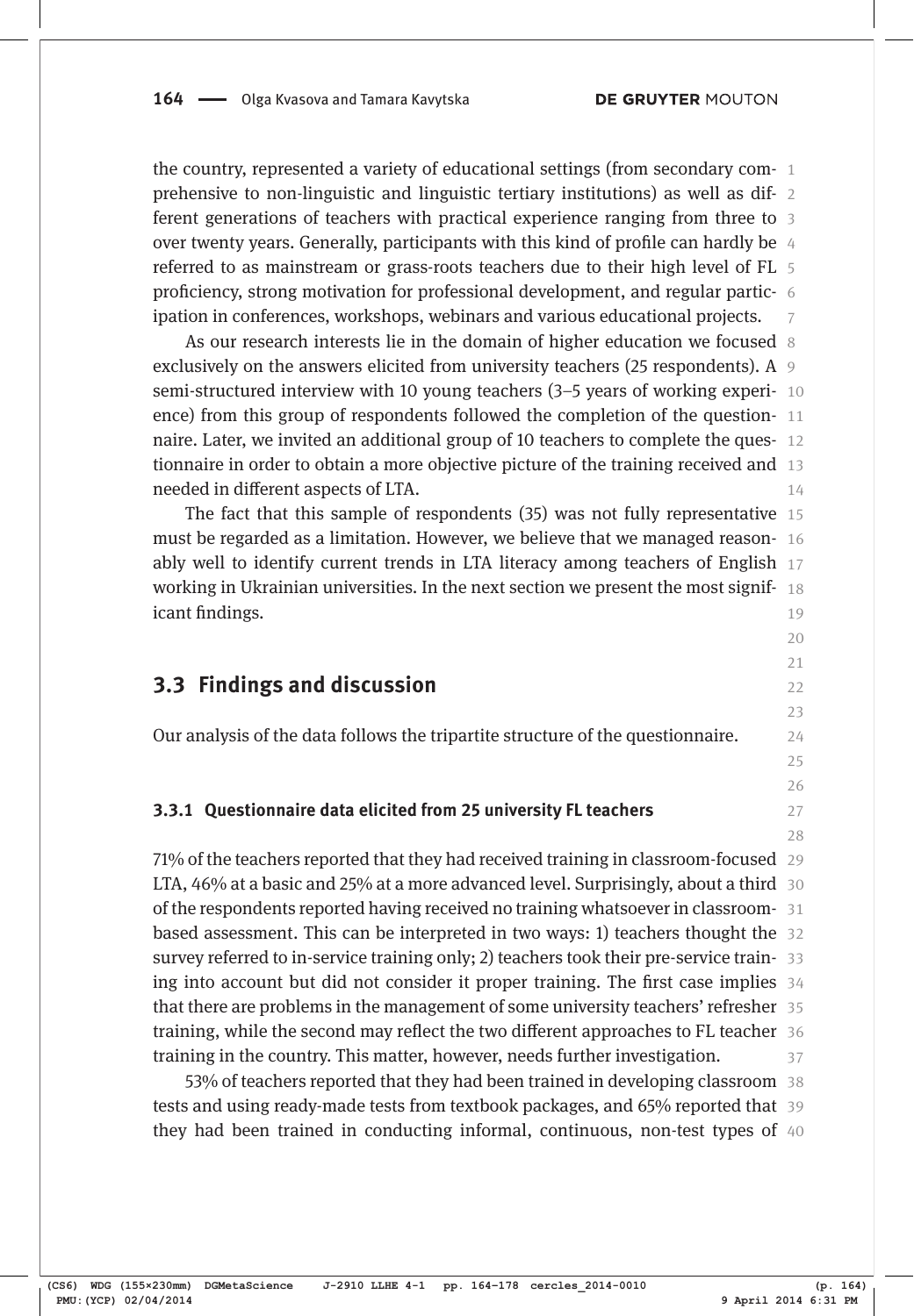the country, represented a variety of educational settings (from secondary comprehensive to non-linguistic and linguistic tertiary institutions) as well as different generations of teachers with practical experience ranging from three to over twenty years. Generally, participants with this kind of profile can hardly be referred to as mainstream or grass-roots teachers due to their high level of FL proficiency, strong motivation for professional development, and regular participation in conferences, workshops, webinars and various educational projects.

As our research interests lie in the domain of higher education we focused exclusively on the answers elicited from university teachers (25 respondents). A semi-structured interview with 10 young teachers (3–5 years of working experience) from this group of respondents followed the completion of the questionnaire. Later, we invited an additional group of 10 teachers to complete the questionnaire in order to obtain a more objective picture of the training received and needed in different aspects of LTA.

The fact that this sample of respondents (35) was not fully representative must be regarded as a limitation. However, we believe that we managed reasonably well to identify current trends in LTA literacy among teachers of English working in Ukrainian universities. In the next section we present the most significant findings.

## 3.3 Findings and discussion

Our analysis of the data follows the tripartite structure of the questionnaire.

### 3.3.1 Questionnaire data elicited from 25 university FL teachers

71% of the teachers reported that they had received training in classroom-focused LTA, 46% at a basic and 25% at a more advanced level. Surprisingly, about a third of the respondents reported having received no training whatsoever in classroom-based assessment. This can be interpreted in two ways: 1) teachers thought the survey referred to in-service training only; 2) teachers took their pre-service training into account but did not consider it proper training. The first case implies that there are problems in the management of some university teachers' refresher training, while the second may reflect the two different approaches to FL teacher training in the country. This matter, however, needs further investigation.

53% of teachers reported that they had been trained in developing classroom tests and using ready-made tests from textbook packages, and 65% reported that they had been trained in conducting informal, continuous, non-test types of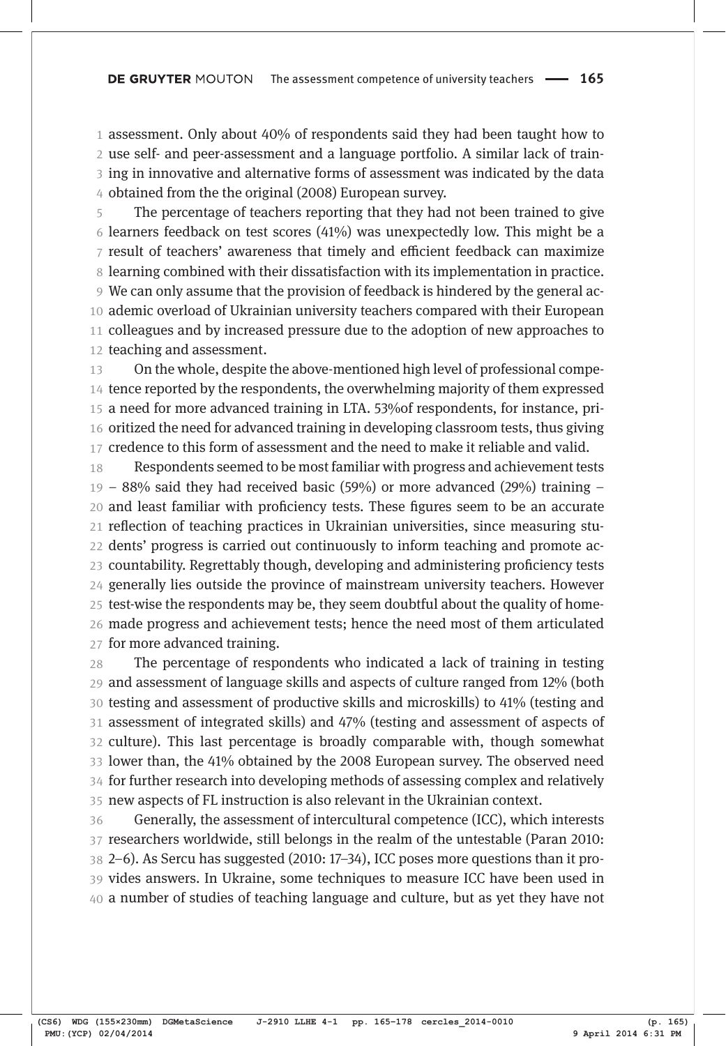assessment. Only about 40% of respondents said they had been taught how to use self- and peer-assessment and a language portfolio. A similar lack of training in innovative and alternative forms of assessment was indicated by the data obtained from the the original (2008) European survey.

The percentage of teachers reporting that they had not been trained to give learners feedback on test scores (41%) was unexpectedly low. This might be a result of teachers' awareness that timely and efficient feedback can maximize learning combined with their dissatisfaction with its implementation in practice. We can only assume that the provision of feedback is hindered by the general academic overload of Ukrainian university teachers compared with their European colleagues and by increased pressure due to the adoption of new approaches to teaching and assessment.

On the whole, despite the above-mentioned high level of professional competence reported by the respondents, the overwhelming majority of them expressed a need for more advanced training in LTA. 53%of respondents, for instance, prioritized the need for advanced training in developing classroom tests, thus giving credence to this form of assessment and the need to make it reliable and valid.

Respondents seemed to be most familiar with progress and achievement tests – 88% said they had received basic (59%) or more advanced (29%) training – and least familiar with proficiency tests. These figures seem to be an accurate reflection of teaching practices in Ukrainian universities, since measuring students' progress is carried out continuously to inform teaching and promote accountability. Regrettably though, developing and administering proficiency tests generally lies outside the province of mainstream university teachers. However test-wise the respondents may be, they seem doubtful about the quality of home-made progress and achievement tests; hence the need most of them articulated for more advanced training.

The percentage of respondents who indicated a lack of training in testing and assessment of language skills and aspects of culture ranged from 12% (both testing and assessment of productive skills and microskills) to 41% (testing and assessment of integrated skills) and 47% (testing and assessment of aspects of culture). This last percentage is broadly comparable with, though somewhat lower than, the 41% obtained by the 2008 European survey. The observed need for further research into developing methods of assessing complex and relatively new aspects of FL instruction is also relevant in the Ukrainian context.

Generally, the assessment of intercultural competence (ICC), which interests researchers worldwide, still belongs in the realm of the untestable (Paran 2010: 2–6). As Sercu has suggested (2010: 17–34), ICC poses more questions than it provides answers. In Ukraine, some techniques to measure ICC have been used in a number of studies of teaching language and culture, but as yet they have not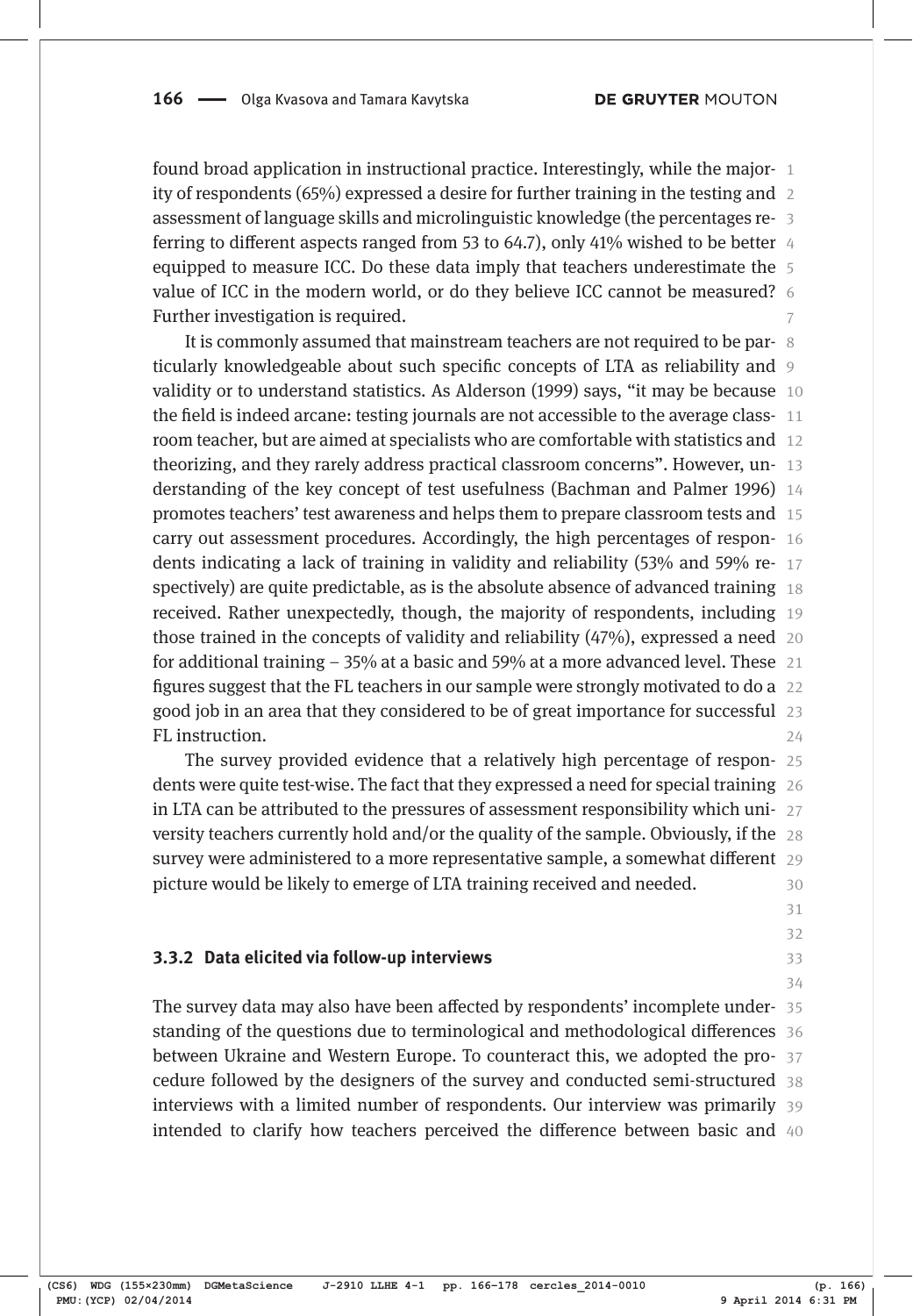found broad application in instructional practice. Interestingly, while the majority of respondents (65%) expressed a desire for further training in the testing and assessment of language skills and microlinguistic knowledge (the percentages referring to different aspects ranged from 53 to 64.7), only 41% wished to be better equipped to measure ICC. Do these data imply that teachers underestimate the value of ICC in the modern world, or do they believe ICC cannot be measured? Further investigation is required.

It is commonly assumed that mainstream teachers are not required to be particularly knowledgeable about such specific concepts of LTA as reliability and validity or to understand statistics. As Alderson (1999) says, "it may be because the field is indeed arcane: testing journals are not accessible to the average classroom teacher, but are aimed at specialists who are comfortable with statistics and theorizing, and they rarely address practical classroom concerns". However, understanding of the key concept of test usefulness (Bachman and Palmer 1996) promotes teachers' test awareness and helps them to prepare classroom tests and carry out assessment procedures. Accordingly, the high percentages of respondents indicating a lack of training in validity and reliability (53% and 59% respectively) are quite predictable, as is the absolute absence of advanced training received. Rather unexpectedly, though, the majority of respondents, including those trained in the concepts of validity and reliability (47%), expressed a need for additional training – 35% at a basic and 59% at a more advanced level. These figures suggest that the FL teachers in our sample were strongly motivated to do a good job in an area that they considered to be of great importance for successful FL instruction.

The survey provided evidence that a relatively high percentage of respondents were quite test-wise. The fact that they expressed a need for special training in LTA can be attributed to the pressures of assessment responsibility which university teachers currently hold and/or the quality of the sample. Obviously, if the survey were administered to a more representative sample, a somewhat different picture would be likely to emerge of LTA training received and needed.

### 3.3.2 Data elicited via follow-up interviews

The survey data may also have been affected by respondents' incomplete understanding of the questions due to terminological and methodological differences between Ukraine and Western Europe. To counteract this, we adopted the procedure followed by the designers of the survey and conducted semi-structured interviews with a limited number of respondents. Our interview was primarily intended to clarify how teachers perceived the difference between basic and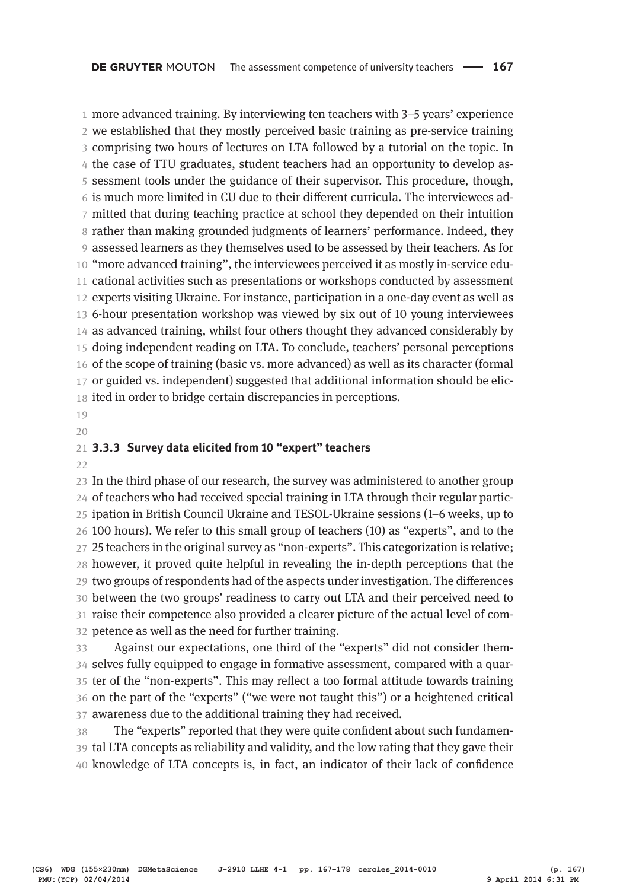more advanced training. By interviewing ten teachers with 3–5 years' experience we established that they mostly perceived basic training as pre-service training comprising two hours of lectures on LTA followed by a tutorial on the topic. In the case of TTU graduates, student teachers had an opportunity to develop assessment tools under the guidance of their supervisor. This procedure, though, is much more limited in CU due to their different curricula. The interviewees admitted that during teaching practice at school they depended on their intuition rather than making grounded judgments of learners' performance. Indeed, they assessed learners as they themselves used to be assessed by their teachers. As for "more advanced training", the interviewees perceived it as mostly in-service educational activities such as presentations or workshops conducted by assessment experts visiting Ukraine. For instance, participation in a one-day event as well as 6-hour presentation workshop was viewed by six out of 10 young interviewees as advanced training, whilst four others thought they advanced considerably by doing independent reading on LTA. To conclude, teachers' personal perceptions of the scope of training (basic vs. more advanced) as well as its character (formal or guided vs. independent) suggested that additional information should be elicited in order to bridge certain discrepancies in perceptions.

### 3.3.3 Survey data elicited from 10 "expert" teachers

In the third phase of our research, the survey was administered to another group of teachers who had received special training in LTA through their regular participation in British Council Ukraine and TESOL-Ukraine sessions (1–6 weeks, up to 100 hours). We refer to this small group of teachers (10) as "experts", and to the 25 teachers in the original survey as "non-experts". This categorization is relative; however, it proved quite helpful in revealing the in-depth perceptions that the two groups of respondents had of the aspects under investigation. The differences between the two groups' readiness to carry out LTA and their perceived need to raise their competence also provided a clearer picture of the actual level of competence as well as the need for further training.

Against our expectations, one third of the "experts" did not consider themselves fully equipped to engage in formative assessment, compared with a quarter of the "non-experts". This may reflect a too formal attitude towards training on the part of the "experts" ("we were not taught this") or a heightened critical awareness due to the additional training they had received.

The "experts" reported that they were quite confident about such fundamental LTA concepts as reliability and validity, and the low rating that they gave their knowledge of LTA concepts is, in fact, an indicator of their lack of confidence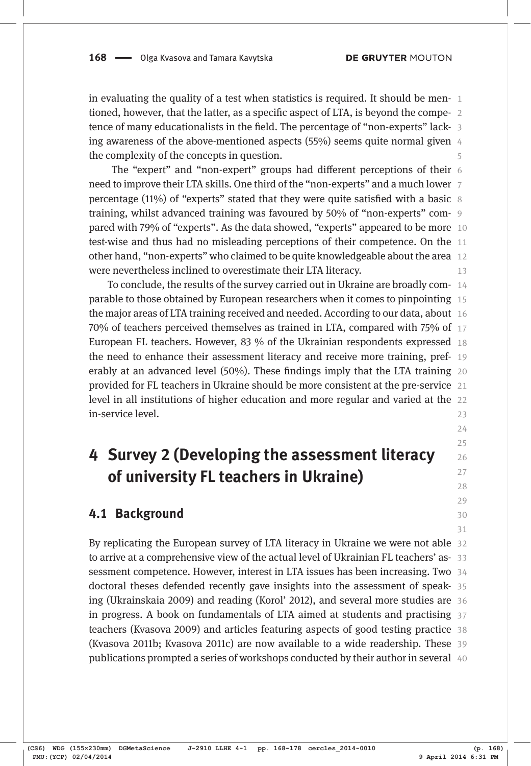in evaluating the quality of a test when statistics is required. It should be mentioned, however, that the latter, as a specific aspect of LTA, is beyond the competence of many educationalists in the field. The percentage of "non-experts" lacking awareness of the above-mentioned aspects (55%) seems quite normal given the complexity of the concepts in question.

The "expert" and "non-expert" groups had different perceptions of their need to improve their LTA skills. One third of the "non-experts" and a much lower percentage (11%) of "experts" stated that they were quite satisfied with a basic training, whilst advanced training was favoured by 50% of "non-experts" compared with 79% of "experts". As the data showed, "experts" appeared to be more test-wise and thus had no misleading perceptions of their competence. On the other hand, "non-experts" who claimed to be quite knowledgeable about the area were nevertheless inclined to overestimate their LTA literacy.

To conclude, the results of the survey carried out in Ukraine are broadly comparable to those obtained by European researchers when it comes to pinpointing the major areas of LTA training received and needed. According to our data, about 70% of teachers perceived themselves as trained in LTA, compared with 75% of European FL teachers. However, 83 % of the Ukrainian respondents expressed the need to enhance their assessment literacy and receive more training, preferably at an advanced level (50%). These findings imply that the LTA training provided for FL teachers in Ukraine should be more consistent at the pre-service level in all institutions of higher education and more regular and varied at the in-service level.

## 4 Survey 2 (Developing the assessment literacy of university FL teachers in Ukraine)

### 4.1 Background

By replicating the European survey of LTA literacy in Ukraine we were not able to arrive at a comprehensive view of the actual level of Ukrainian FL teachers' assessment competence. However, interest in LTA issues has been increasing. Two doctoral theses defended recently gave insights into the assessment of speaking (Ukrainskaia 2009) and reading (Korol' 2012), and several more studies are in progress. A book on fundamentals of LTA aimed at students and practising teachers (Kvasova 2009) and articles featuring aspects of good testing practice (Kvasova 2011b; Kvasova 2011c) are now available to a wide readership. These publications prompted a series of workshops conducted by their author in several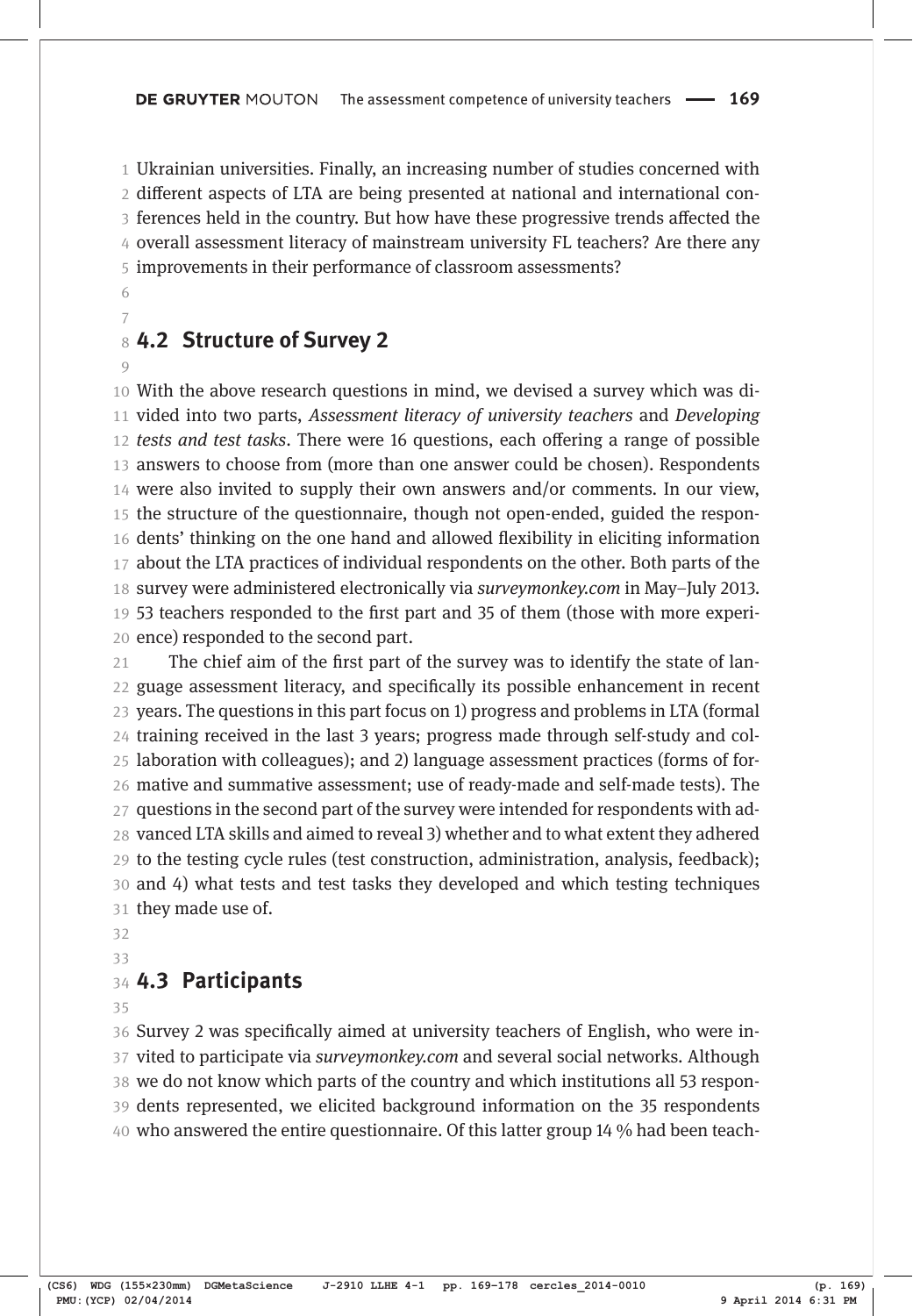Ukrainian universities. Finally, an increasing number of studies concerned with different aspects of LTA are being presented at national and international conferences held in the country. But how have these progressive trends affected the overall assessment literacy of mainstream university FL teachers? Are there any improvements in their performance of classroom assessments?

## 4.2 Structure of Survey 2

With the above research questions in mind, we devised a survey which was divided into two parts, *Assessment literacy of university teachers* and *Developing tests and test tasks*. There were 16 questions, each offering a range of possible answers to choose from (more than one answer could be chosen). Respondents were also invited to supply their own answers and/or comments. In our view, the structure of the questionnaire, though not open-ended, guided the respondents' thinking on the one hand and allowed flexibility in eliciting information about the LTA practices of individual respondents on the other. Both parts of the survey were administered electronically via *surveymonkey.com* in May–July 2013. 53 teachers responded to the first part and 35 of them (those with more experience) responded to the second part.

The chief aim of the first part of the survey was to identify the state of language assessment literacy, and specifically its possible enhancement in recent years. The questions in this part focus on 1) progress and problems in LTA (formal training received in the last 3 years; progress made through self-study and collaboration with colleagues); and 2) language assessment practices (forms of formative and summative assessment; use of ready-made and self-made tests). The questions in the second part of the survey were intended for respondents with advanced LTA skills and aimed to reveal 3) whether and to what extent they adhered to the testing cycle rules (test construction, administration, analysis, feedback); and 4) what tests and test tasks they developed and which testing techniques they made use of.

## 4.3 Participants

Survey 2 was specifically aimed at university teachers of English, who were invited to participate via *surveymonkey.com* and several social networks. Although we do not know which parts of the country and which institutions all 53 respondents represented, we elicited background information on the 35 respondents who answered the entire questionnaire. Of this latter group 14 % had been teach-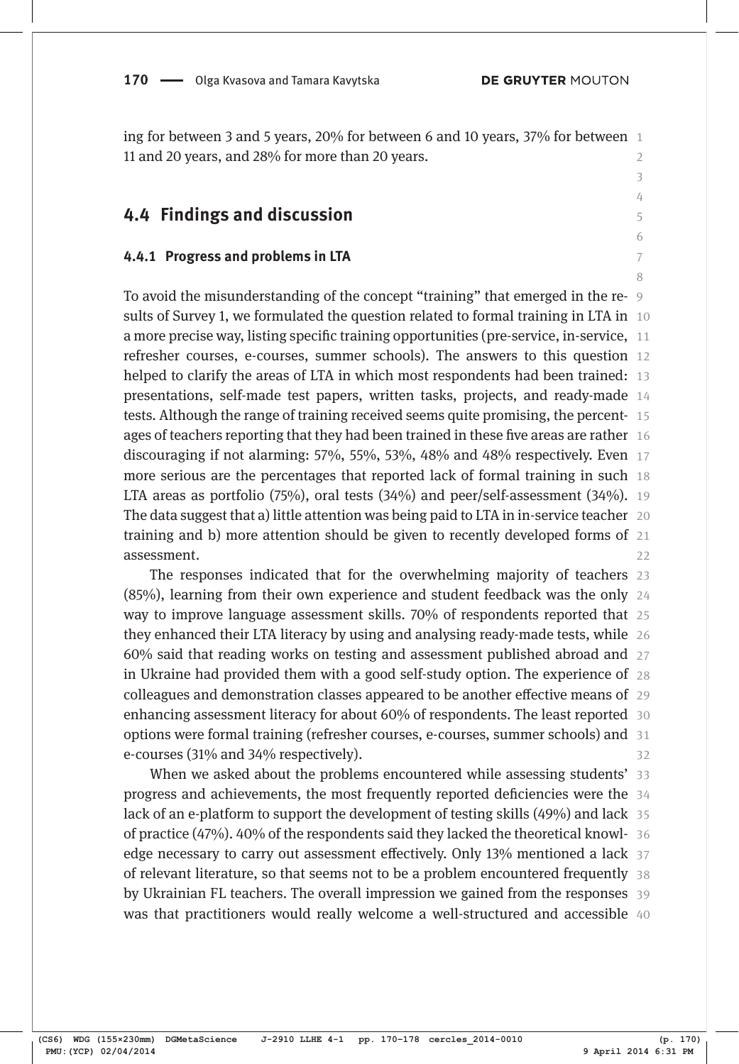ing for between 3 and 5 years, 20% for between 6 and 10 years, 37% for between 11 and 20 years, and 28% for more than 20 years.

## 4.4 Findings and discussion

### 4.4.1 Progress and problems in LTA

To avoid the misunderstanding of the concept "training" that emerged in the results of Survey 1, we formulated the question related to formal training in LTA in a more precise way, listing specific training opportunities (pre-service, in-service, refresher courses, e-courses, summer schools). The answers to this question helped to clarify the areas of LTA in which most respondents had been trained: presentations, self-made test papers, written tasks, projects, and ready-made tests. Although the range of training received seems quite promising, the percentages of teachers reporting that they had been trained in these five areas are rather discouraging if not alarming: 57%, 55%, 53%, 48% and 48% respectively. Even more serious are the percentages that reported lack of formal training in such LTA areas as portfolio (75%), oral tests (34%) and peer/self-assessment (34%). The data suggest that a) little attention was being paid to LTA in in-service teacher training and b) more attention should be given to recently developed forms of assessment.

The responses indicated that for the overwhelming majority of teachers (85%), learning from their own experience and student feedback was the only way to improve language assessment skills. 70% of respondents reported that they enhanced their LTA literacy by using and analysing ready-made tests, while 60% said that reading works on testing and assessment published abroad and in Ukraine had provided them with a good self-study option. The experience of colleagues and demonstration classes appeared to be another effective means of enhancing assessment literacy for about 60% of respondents. The least reported options were formal training (refresher courses, e-courses, summer schools) and e-courses (31% and 34% respectively).

When we asked about the problems encountered while assessing students' progress and achievements, the most frequently reported deficiencies were the lack of an e-platform to support the development of testing skills (49%) and lack of practice (47%). 40% of the respondents said they lacked the theoretical knowledge necessary to carry out assessment effectively. Only 13% mentioned a lack of relevant literature, so that seems not to be a problem encountered frequently by Ukrainian FL teachers. The overall impression we gained from the responses was that practitioners would really welcome a well-structured and accessible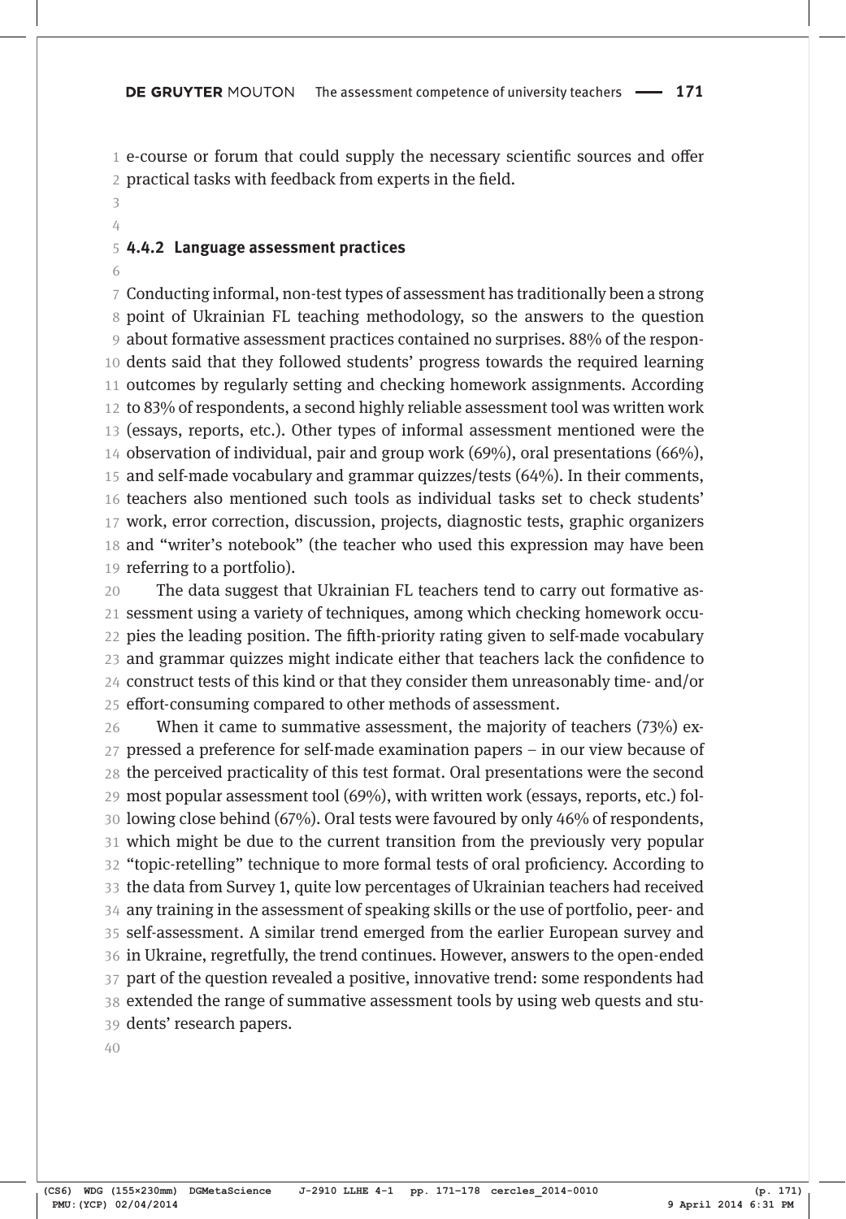e-course or forum that could supply the necessary scientific sources and offer practical tasks with feedback from experts in the field.

### 4.4.2 Language assessment practices

Conducting informal, non-test types of assessment has traditionally been a strong point of Ukrainian FL teaching methodology, so the answers to the question about formative assessment practices contained no surprises. 88% of the respondents said that they followed students' progress towards the required learning outcomes by regularly setting and checking homework assignments. According to 83% of respondents, a second highly reliable assessment tool was written work (essays, reports, etc.). Other types of informal assessment mentioned were the observation of individual, pair and group work (69%), oral presentations (66%), and self-made vocabulary and grammar quizzes/tests (64%). In their comments, teachers also mentioned such tools as individual tasks set to check students' work, error correction, discussion, projects, diagnostic tests, graphic organizers and "writer's notebook" (the teacher who used this expression may have been referring to a portfolio).

The data suggest that Ukrainian FL teachers tend to carry out formative assessment using a variety of techniques, among which checking homework occupies the leading position. The fifth-priority rating given to self-made vocabulary and grammar quizzes might indicate either that teachers lack the confidence to construct tests of this kind or that they consider them unreasonably time- and/or effort-consuming compared to other methods of assessment.

When it came to summative assessment, the majority of teachers (73%) expressed a preference for self-made examination papers – in our view because of the perceived practicality of this test format. Oral presentations were the second most popular assessment tool (69%), with written work (essays, reports, etc.) following close behind (67%). Oral tests were favoured by only 46% of respondents, which might be due to the current transition from the previously very popular "topic-retelling" technique to more formal tests of oral proficiency. According to the data from Survey 1, quite low percentages of Ukrainian teachers had received any training in the assessment of speaking skills or the use of portfolio, peer- and self-assessment. A similar trend emerged from the earlier European survey and in Ukraine, regretfully, the trend continues. However, answers to the open-ended part of the question revealed a positive, innovative trend: some respondents had extended the range of summative assessment tools by using web quests and students' research papers.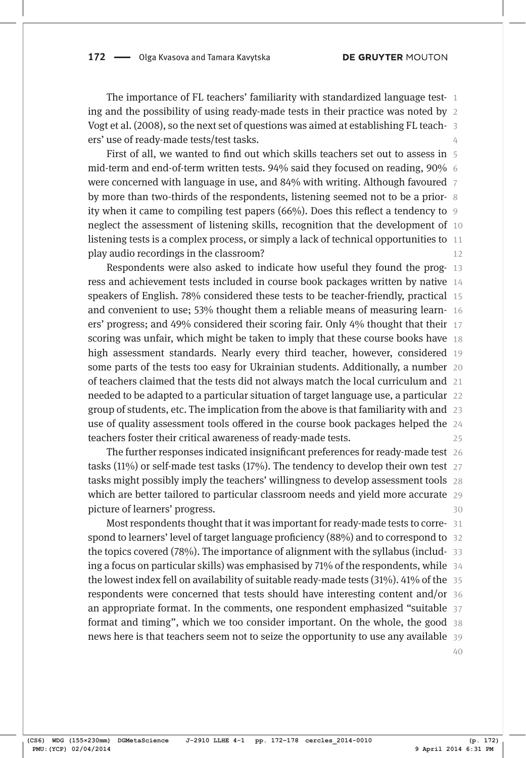The importance of FL teachers' familiarity with standardized language testing and the possibility of using ready-made tests in their practice was noted by Vogt et al. (2008), so the next set of questions was aimed at establishing FL teachers' use of ready-made tests/test tasks.

First of all, we wanted to find out which skills teachers set out to assess in mid-term and end-of-term written tests. 94% said they focused on reading, 90% were concerned with language in use, and 84% with writing. Although favoured by more than two-thirds of the respondents, listening seemed not to be a priority when it came to compiling test papers (66%). Does this reflect a tendency to neglect the assessment of listening skills, recognition that the development of listening tests is a complex process, or simply a lack of technical opportunities to play audio recordings in the classroom?

Respondents were also asked to indicate how useful they found the progress and achievement tests included in course book packages written by native speakers of English. 78% considered these tests to be teacher-friendly, practical and convenient to use; 53% thought them a reliable means of measuring learners' progress; and 49% considered their scoring fair. Only 4% thought that their scoring was unfair, which might be taken to imply that these course books have high assessment standards. Nearly every third teacher, however, considered some parts of the tests too easy for Ukrainian students. Additionally, a number of teachers claimed that the tests did not always match the local curriculum and needed to be adapted to a particular situation of target language use, a particular group of students, etc. The implication from the above is that familiarity with and use of quality assessment tools offered in the course book packages helped the teachers foster their critical awareness of ready-made tests.

The further responses indicated insignificant preferences for ready-made test tasks (11%) or self-made test tasks (17%). The tendency to develop their own test tasks might possibly imply the teachers' willingness to develop assessment tools which are better tailored to particular classroom needs and yield more accurate picture of learners' progress.

Most respondents thought that it was important for ready-made tests to correspond to learners' level of target language proficiency (88%) and to correspond to the topics covered (78%). The importance of alignment with the syllabus (including a focus on particular skills) was emphasised by 71% of the respondents, while the lowest index fell on availability of suitable ready-made tests (31%). 41% of the respondents were concerned that tests should have interesting content and/or an appropriate format. In the comments, one respondent emphasized "suitable format and timing", which we too consider important. On the whole, the good news here is that teachers seem not to seize the opportunity to use any available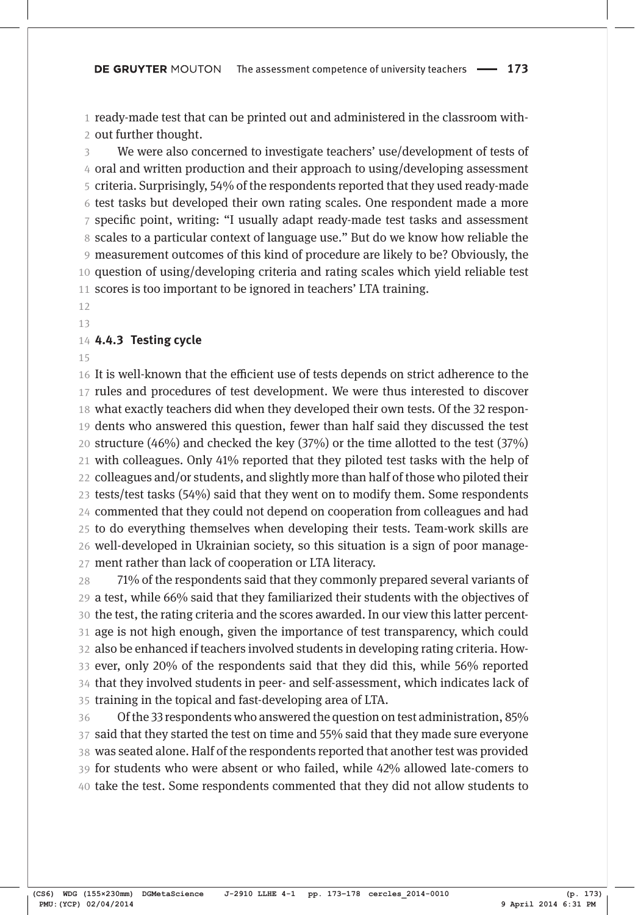ready-made test that can be printed out and administered in the classroom without further thought.

We were also concerned to investigate teachers' use/development of tests of oral and written production and their approach to using/developing assessment criteria. Surprisingly, 54% of the respondents reported that they used ready-made test tasks but developed their own rating scales. One respondent made a more specific point, writing: "I usually adapt ready-made test tasks and assessment scales to a particular context of language use." But do we know how reliable the measurement outcomes of this kind of procedure are likely to be? Obviously, the question of using/developing criteria and rating scales which yield reliable test scores is too important to be ignored in teachers' LTA training.

### 4.4.3 Testing cycle

It is well-known that the efficient use of tests depends on strict adherence to the rules and procedures of test development. We were thus interested to discover what exactly teachers did when they developed their own tests. Of the 32 respondents who answered this question, fewer than half said they discussed the test structure (46%) and checked the key (37%) or the time allotted to the test (37%) with colleagues. Only 41% reported that they piloted test tasks with the help of colleagues and/or students, and slightly more than half of those who piloted their tests/test tasks (54%) said that they went on to modify them. Some respondents commented that they could not depend on cooperation from colleagues and had to do everything themselves when developing their tests. Team-work skills are well-developed in Ukrainian society, so this situation is a sign of poor management rather than lack of cooperation or LTA literacy.

71% of the respondents said that they commonly prepared several variants of a test, while 66% said that they familiarized their students with the objectives of the test, the rating criteria and the scores awarded. In our view this latter percentage is not high enough, given the importance of test transparency, which could also be enhanced if teachers involved students in developing rating criteria. However, only 20% of the respondents said that they did this, while 56% reported that they involved students in peer- and self-assessment, which indicates lack of training in the topical and fast-developing area of LTA.

Of the 33 respondents who answered the question on test administration, 85% said that they started the test on time and 55% said that they made sure everyone was seated alone. Half of the respondents reported that another test was provided for students who were absent or who failed, while 42% allowed late-comers to take the test. Some respondents commented that they did not allow students to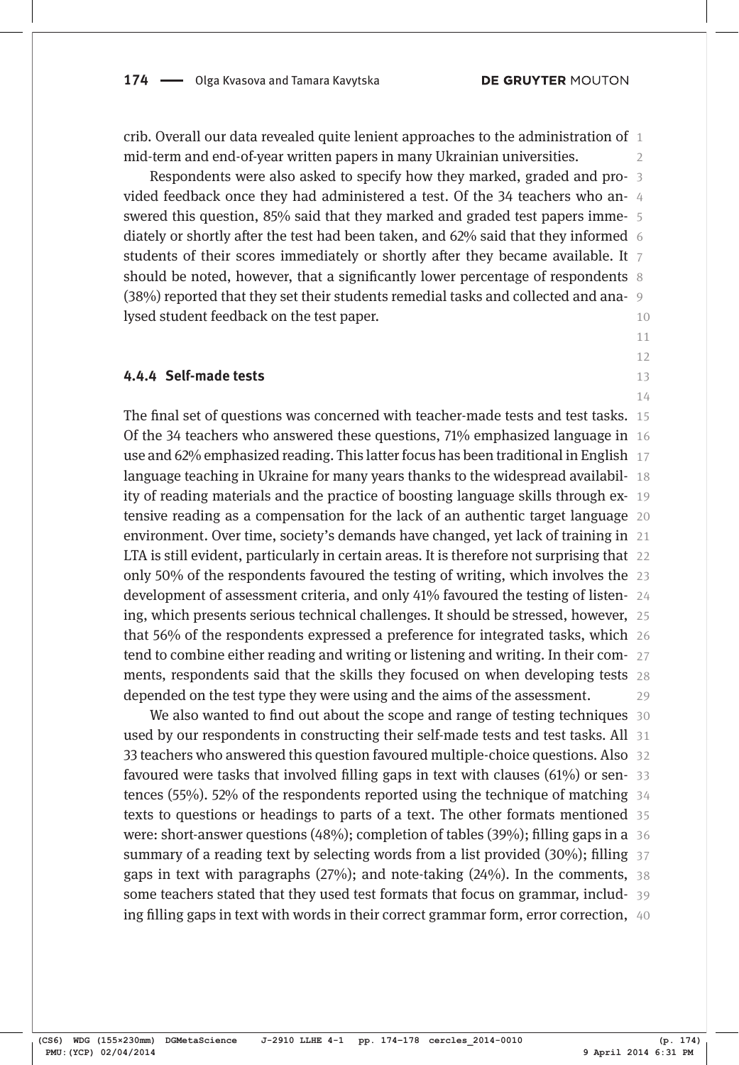crib. Overall our data revealed quite lenient approaches to the administration of mid-term and end-of-year written papers in many Ukrainian universities.

Respondents were also asked to specify how they marked, graded and provided feedback once they had administered a test. Of the 34 teachers who answered this question, 85% said that they marked and graded test papers immediately or shortly after the test had been taken, and 62% said that they informed students of their scores immediately or shortly after they became available. It should be noted, however, that a significantly lower percentage of respondents (38%) reported that they set their students remedial tasks and collected and analysed student feedback on the test paper.

#### 4.4.4 Self-made tests

The final set of questions was concerned with teacher-made tests and test tasks. Of the 34 teachers who answered these questions, 71% emphasized language in use and 62% emphasized reading. This latter focus has been traditional in English language teaching in Ukraine for many years thanks to the widespread availability of reading materials and the practice of boosting language skills through extensive reading as a compensation for the lack of an authentic target language environment. Over time, society's demands have changed, yet lack of training in LTA is still evident, particularly in certain areas. It is therefore not surprising that only 50% of the respondents favoured the testing of writing, which involves the development of assessment criteria, and only 41% favoured the testing of listening, which presents serious technical challenges. It should be stressed, however, that 56% of the respondents expressed a preference for integrated tasks, which tend to combine either reading and writing or listening and writing. In their comments, respondents said that the skills they focused on when developing tests depended on the test type they were using and the aims of the assessment.

We also wanted to find out about the scope and range of testing techniques used by our respondents in constructing their self-made tests and test tasks. All 33 teachers who answered this question favoured multiple-choice questions. Also favoured were tasks that involved filling gaps in text with clauses (61%) or sentences (55%). 52% of the respondents reported using the technique of matching texts to questions or headings to parts of a text. The other formats mentioned were: short-answer questions (48%); completion of tables (39%); filling gaps in a summary of a reading text by selecting words from a list provided (30%); filling gaps in text with paragraphs (27%); and note-taking (24%). In the comments, some teachers stated that they used test formats that focus on grammar, including filling gaps in text with words in their correct grammar form, error correction,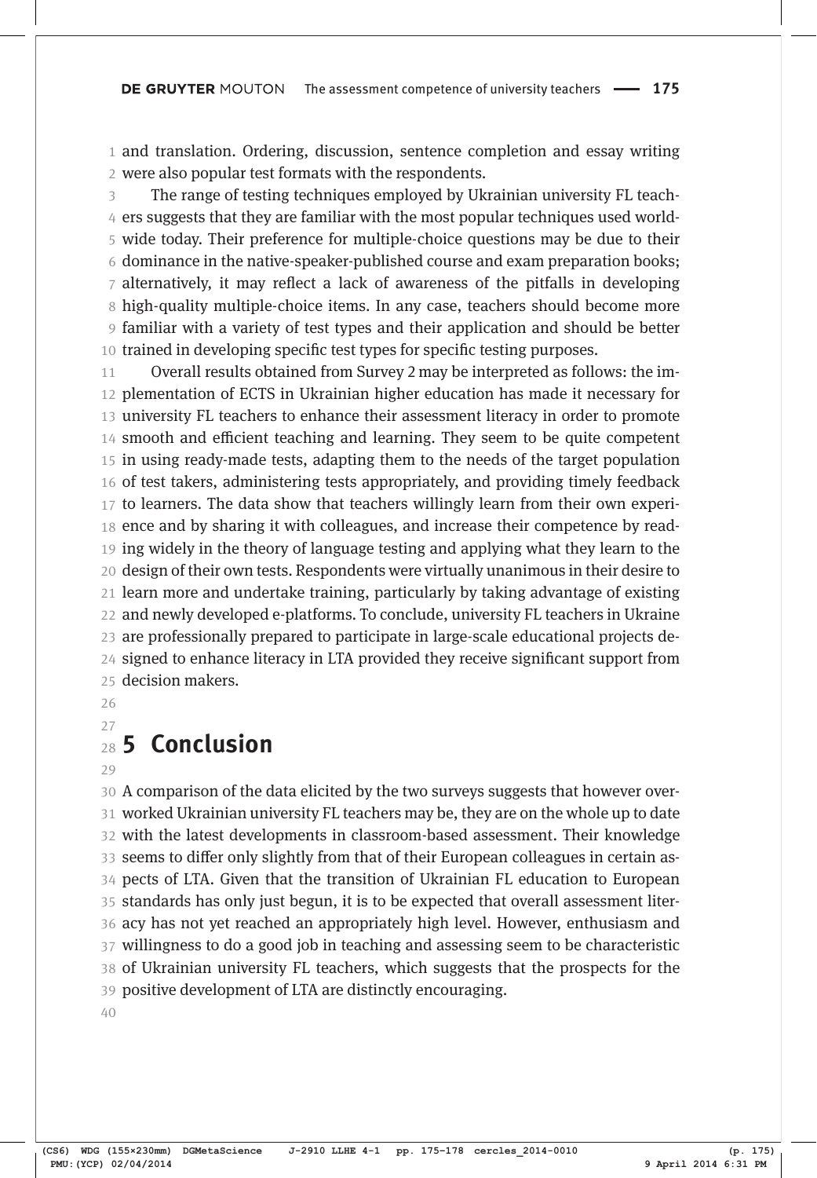and translation. Ordering, discussion, sentence completion and essay writing were also popular test formats with the respondents.

The range of testing techniques employed by Ukrainian university FL teachers suggests that they are familiar with the most popular techniques used worldwide today. Their preference for multiple-choice questions may be due to their dominance in the native-speaker-published course and exam preparation books; alternatively, it may reflect a lack of awareness of the pitfalls in developing high-quality multiple-choice items. In any case, teachers should become more familiar with a variety of test types and their application and should be better trained in developing specific test types for specific testing purposes.

Overall results obtained from Survey 2 may be interpreted as follows: the implementation of ECTS in Ukrainian higher education has made it necessary for university FL teachers to enhance their assessment literacy in order to promote smooth and efficient teaching and learning. They seem to be quite competent in using ready-made tests, adapting them to the needs of the target population of test takers, administering tests appropriately, and providing timely feedback to learners. The data show that teachers willingly learn from their own experience and by sharing it with colleagues, and increase their competence by reading widely in the theory of language testing and applying what they learn to the design of their own tests. Respondents were virtually unanimous in their desire to learn more and undertake training, particularly by taking advantage of existing and newly developed e-platforms. To conclude, university FL teachers in Ukraine are professionally prepared to participate in large-scale educational projects designed to enhance literacy in LTA provided they receive significant support from decision makers.

## 5 Conclusion

A comparison of the data elicited by the two surveys suggests that however overworked Ukrainian university FL teachers may be, they are on the whole up to date with the latest developments in classroom-based assessment. Their knowledge seems to differ only slightly from that of their European colleagues in certain aspects of LTA. Given that the transition of Ukrainian FL education to European standards has only just begun, it is to be expected that overall assessment literacy has not yet reached an appropriately high level. However, enthusiasm and willingness to do a good job in teaching and assessing seem to be characteristic of Ukrainian university FL teachers, which suggests that the prospects for the positive development of LTA are distinctly encouraging.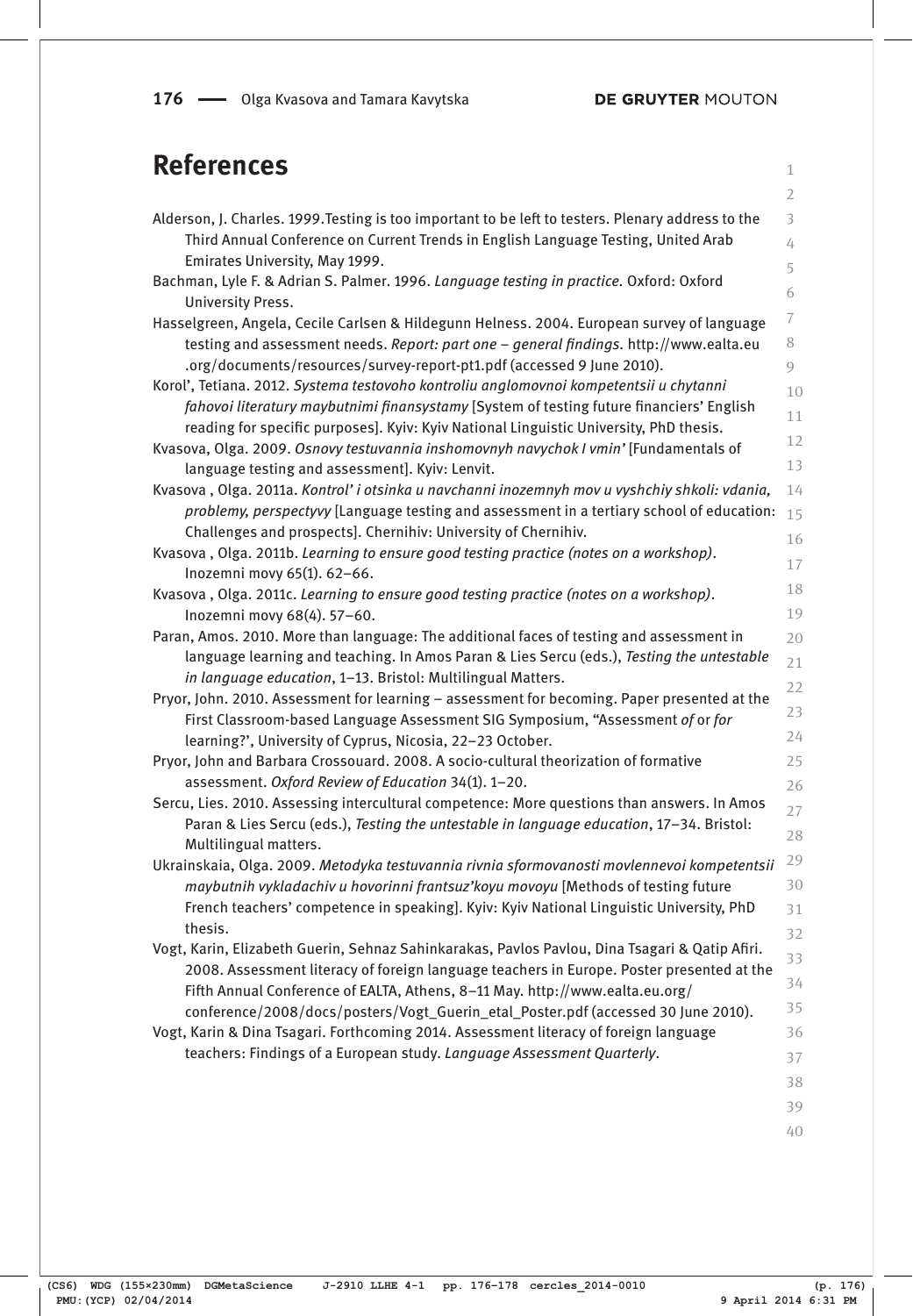## References

Alderson, J. Charles. 1999.Testing is too important to be left to testers. Plenary address to the Third Annual Conference on Current Trends in English Language Testing, United Arab Emirates University, May 1999.

Bachman, Lyle F. & Adrian S. Palmer. 1996. *Language testing in practice.* Oxford: Oxford University Press.

Hasselgreen, Angela, Cecile Carlsen & Hildegunn Helness. 2004. European survey of language testing and assessment needs. *Report: part one – general findings.* http://www.ealta.eu.org/documents/resources/survey-report-pt1.pdf (accessed 9 June 2010).

Korol', Tetiana. 2012. *Systema testovoho kontroliu anglomovnoi kompetentsii u chytanni fahovoi literatury maybutnimi finansystamy* [System of testing future financiers' English reading for specific purposes]. Kyiv: Kyiv National Linguistic University, PhD thesis.

Kvasova, Olga. 2009. *Osnovy testuvannia inshomovnyh navychok I vmin'* [Fundamentals of language testing and assessment]. Kyiv: Lenvit.

Kvasova , Olga. 2011a. *Kontrol' i otsinka u navchanni inozemnyh mov u vyshchiy shkoli: vdania, problemy, perspectyvy* [Language testing and assessment in a tertiary school of education: Challenges and prospects]. Chernihiv: University of Chernihiv.

Kvasova , Olga. 2011b. *Learning to ensure good testing practice (notes on a workshop)*. Inozemni movy 65(1). 62–66.

Kvasova , Olga. 2011c. *Learning to ensure good testing practice (notes on a workshop)*. Inozemni movy 68(4). 57–60.

Paran, Amos. 2010. More than language: The additional faces of testing and assessment in language learning and teaching. In Amos Paran & Lies Sercu (eds.), *Testing the untestable in language education*, 1–13. Bristol: Multilingual Matters.

Pryor, John. 2010. Assessment for learning – assessment for becoming. Paper presented at the First Classroom-based Language Assessment SIG Symposium, "Assessment *of* or *for* learning?', University of Cyprus, Nicosia, 22–23 October.

Pryor, John and Barbara Crossouard. 2008. A socio-cultural theorization of formative assessment. *Oxford Review of Education* 34(1). 1–20.

Sercu, Lies. 2010. Assessing intercultural competence: More questions than answers. In Amos Paran & Lies Sercu (eds.), *Testing the untestable in language education*, 17–34. Bristol: Multilingual matters.

Ukrainskaia, Olga. 2009. *Metodyka testuvannia rivnia sformovanosti movlennevoi kompetentsii maybutnih vykladachiv u hovorinni frantsuz'koyu movoyu* [Methods of testing future French teachers' competence in speaking]. Kyiv: Kyiv National Linguistic University, PhD thesis.

Vogt, Karin, Elizabeth Guerin, Sehnaz Sahinkarakas, Pavlos Pavlou, Dina Tsagari & Qatip Afiri. 2008. Assessment literacy of foreign language teachers in Europe. Poster presented at the Fifth Annual Conference of EALTA, Athens, 8–11 May. http://www.ealta.eu.org/conference/2008/docs/posters/Vogt_Guerin_etal_Poster.pdf (accessed 30 June 2010).

Vogt, Karin & Dina Tsagari. Forthcoming 2014. Assessment literacy of foreign language teachers: Findings of a European study. *Language Assessment Quarterly*.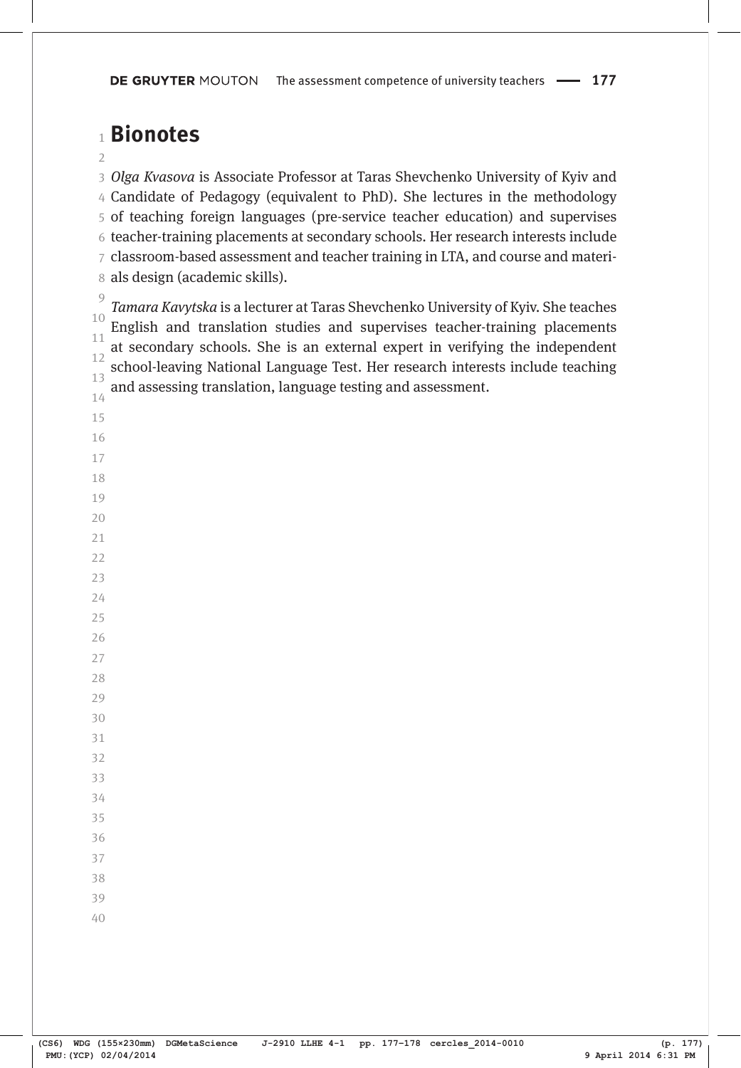## Bionotes

*Olga Kvasova* is Associate Professor at Taras Shevchenko University of Kyiv and Candidate of Pedagogy (equivalent to PhD). She lectures in the methodology of teaching foreign languages (pre-service teacher education) and supervises teacher-training placements at secondary schools. Her research interests include classroom-based assessment and teacher training in LTA, and course and materials design (academic skills).

*Tamara Kavytska* is a lecturer at Taras Shevchenko University of Kyiv. She teaches English and translation studies and supervises teacher-training placements at secondary schools. She is an external expert in verifying the independent school-leaving National Language Test. Her research interests include teaching and assessing translation, language testing and assessment.